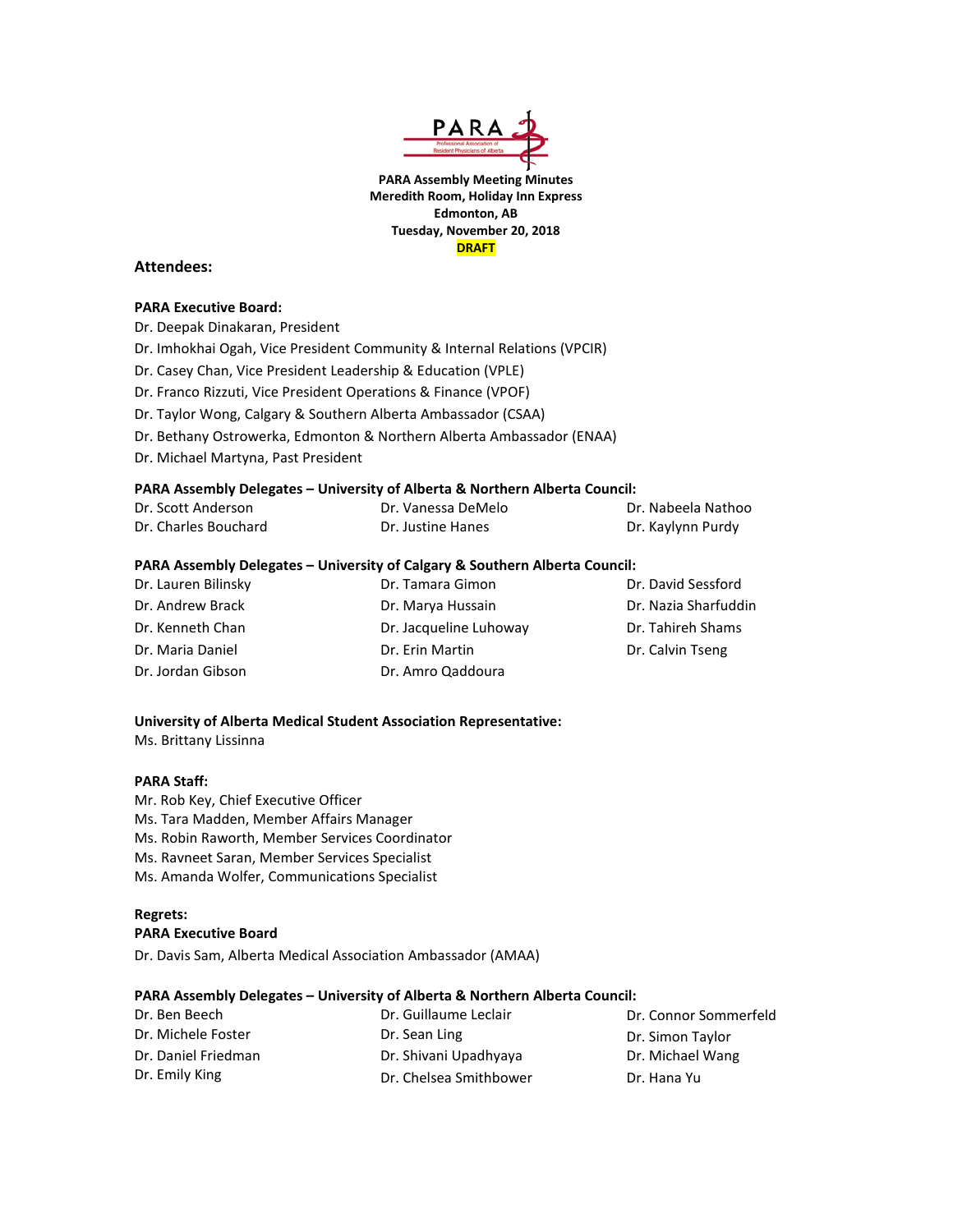PARA

Professional Association of Resident Physicians of Alberta

**PARA Assembly Meeting Minutes**
**Meredith Room, Holiday Inn Express**
**Edmonton, AB**
**Tuesday, November 20, 2018**
**DRAFT**

## Attendees:

**PARA Executive Board:**

Dr. Deepak Dinakaran, President
Dr. Imhokhai Ogah, Vice President Community & Internal Relations (VPCIR)
Dr. Casey Chan, Vice President Leadership & Education (VPLE)
Dr. Franco Rizzuti, Vice President Operations & Finance (VPOF)
Dr. Taylor Wong, Calgary & Southern Alberta Ambassador (CSAA)
Dr. Bethany Ostrowerka, Edmonton & Northern Alberta Ambassador (ENAA)
Dr. Michael Martyna, Past President

**PARA Assembly Delegates – University of Alberta & Northern Alberta Council:**

Dr. Scott Anderson
Dr. Charles Bouchard
Dr. Vanessa DeMelo
Dr. Justine Hanes
Dr. Nabeela Nathoo
Dr. Kaylynn Purdy

**PARA Assembly Delegates – University of Calgary & Southern Alberta Council:**

Dr. Lauren Bilinsky
Dr. Andrew Brack
Dr. Kenneth Chan
Dr. Maria Daniel
Dr. Jordan Gibson
Dr. Tamara Gimon
Dr. Marya Hussain
Dr. Jacqueline Luhoway
Dr. Erin Martin
Dr. Amro Qaddoura
Dr. David Sessford
Dr. Nazia Sharfuddin
Dr. Tahireh Shams
Dr. Calvin Tseng

**University of Alberta Medical Student Association Representative:**

Ms. Brittany Lissinna

**PARA Staff:**

Mr. Rob Key, Chief Executive Officer
Ms. Tara Madden, Member Affairs Manager
Ms. Robin Raworth, Member Services Coordinator
Ms. Ravneet Saran, Member Services Specialist
Ms. Amanda Wolfer, Communications Specialist

**Regrets:**

**PARA Executive Board**

Dr. Davis Sam, Alberta Medical Association Ambassador (AMAA)

**PARA Assembly Delegates – University of Alberta & Northern Alberta Council:**

Dr. Ben Beech
Dr. Michele Foster
Dr. Daniel Friedman
Dr. Emily King
Dr. Guillaume Leclair
Dr. Sean Ling
Dr. Shivani Upadhyaya
Dr. Chelsea Smithbower
Dr. Connor Sommerfeld
Dr. Simon Taylor
Dr. Michael Wang
Dr. Hana Yu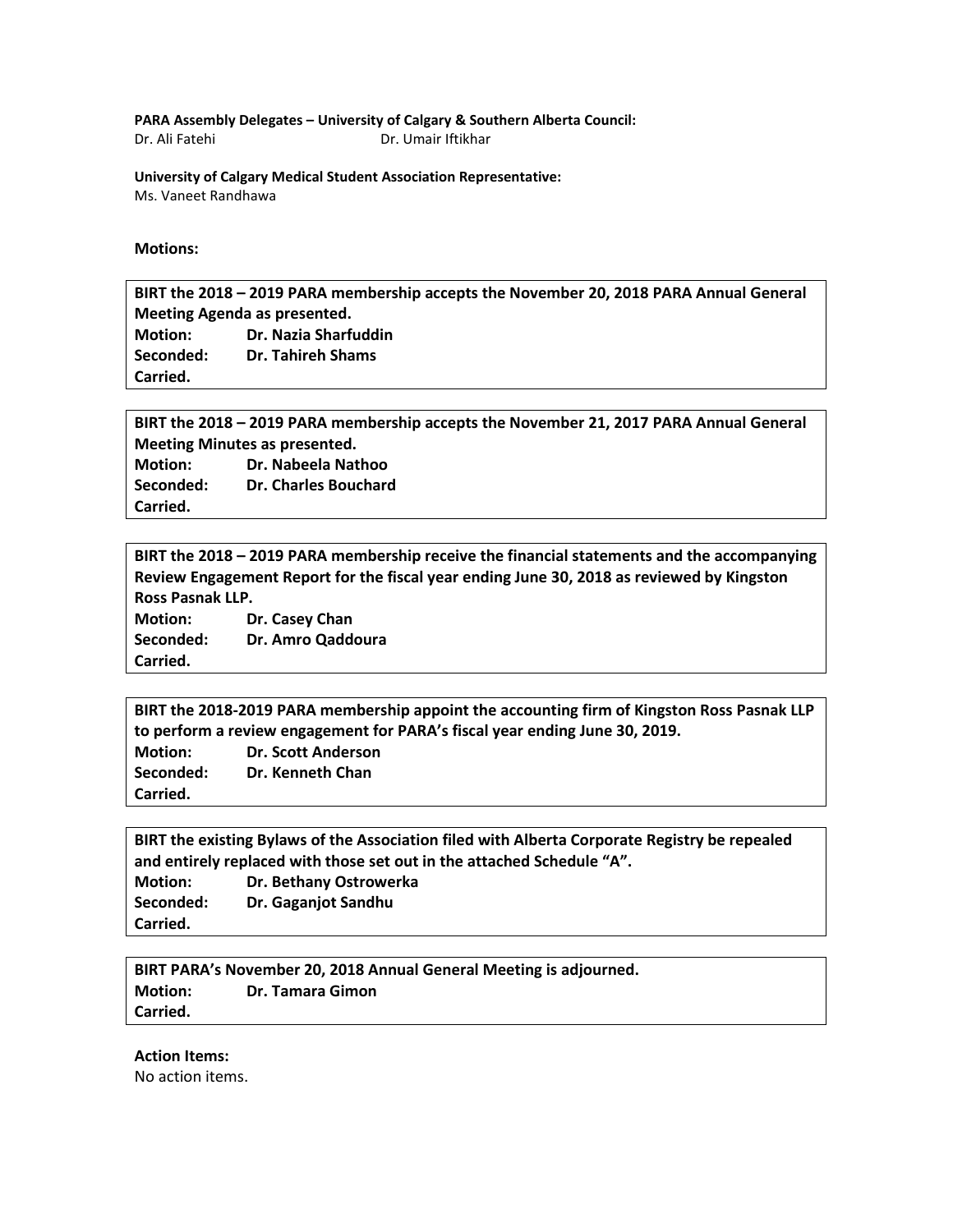**PARA Assembly Delegates – University of Calgary & Southern Alberta Council:**
Dr. Ali Fatehi Dr. Umair Iftikhar

**University of Calgary Medical Student Association Representative:**
Ms. Vaneet Randhawa

**Motions:**

**BIRT the 2018 – 2019 PARA membership accepts the November 20, 2018 PARA Annual General Meeting Agenda as presented.**
**Motion: Dr. Nazia Sharfuddin**
**Seconded: Dr. Tahireh Shams**
**Carried.**

**BIRT the 2018 – 2019 PARA membership accepts the November 21, 2017 PARA Annual General Meeting Minutes as presented.**
**Motion: Dr. Nabeela Nathoo**
**Seconded: Dr. Charles Bouchard**
**Carried.**

**BIRT the 2018 – 2019 PARA membership receive the financial statements and the accompanying Review Engagement Report for the fiscal year ending June 30, 2018 as reviewed by Kingston Ross Pasnak LLP.**
**Motion: Dr. Casey Chan**
**Seconded: Dr. Amro Qaddoura**
**Carried.**

**BIRT the 2018-2019 PARA membership appoint the accounting firm of Kingston Ross Pasnak LLP to perform a review engagement for PARA's fiscal year ending June 30, 2019.**
**Motion: Dr. Scott Anderson**
**Seconded: Dr. Kenneth Chan**
**Carried.**

**BIRT the existing Bylaws of the Association filed with Alberta Corporate Registry be repealed and entirely replaced with those set out in the attached Schedule "A".**
**Motion: Dr. Bethany Ostrowerka**
**Seconded: Dr. Gaganjot Sandhu**
**Carried.**

**BIRT PARA's November 20, 2018 Annual General Meeting is adjourned.**
**Motion: Dr. Tamara Gimon**
**Carried.**

**Action Items:**
No action items.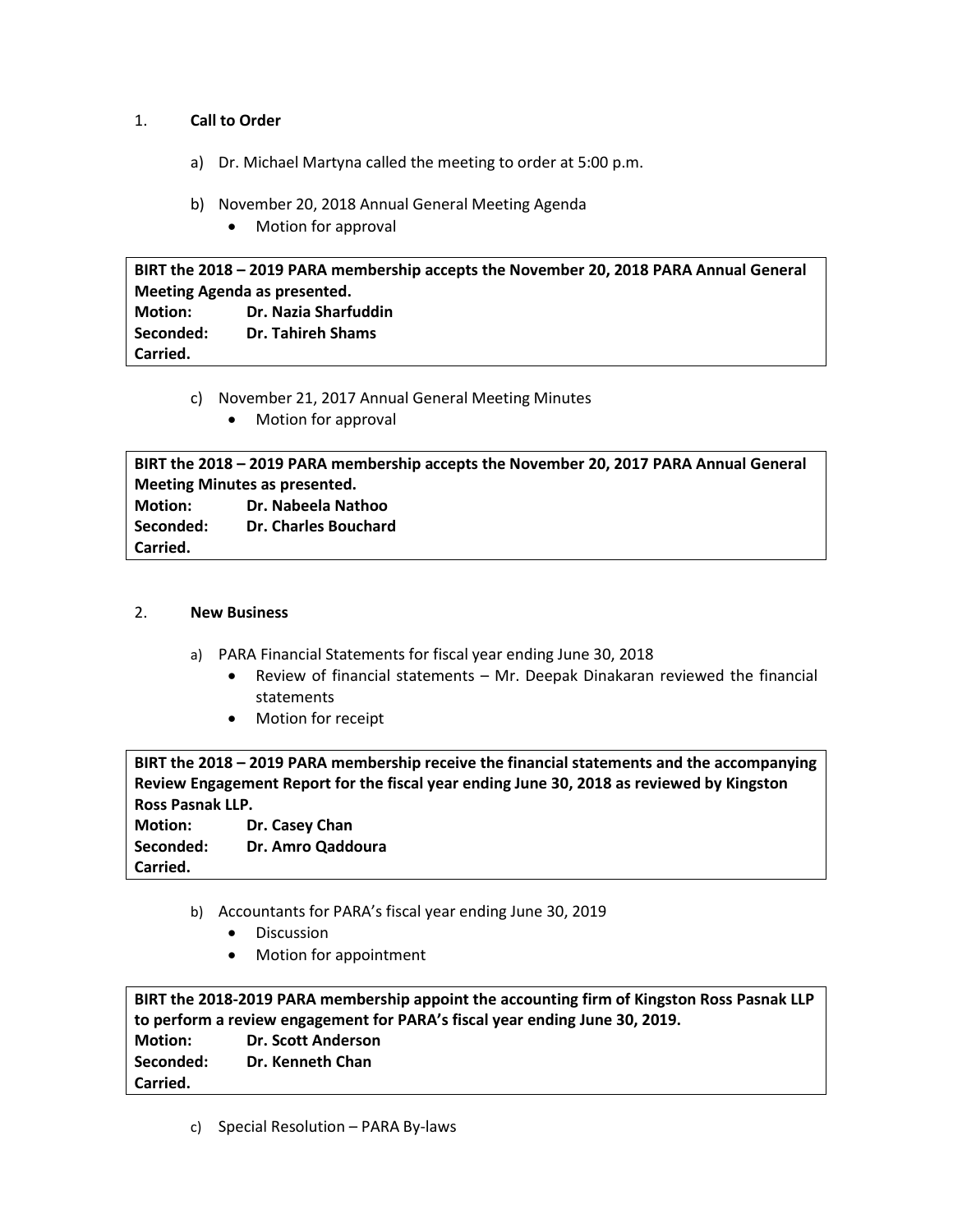1. **Call to Order**

   a) Dr. Michael Martyna called the meeting to order at 5:00 p.m.

   b) November 20, 2018 Annual General Meeting Agenda
      - Motion for approval

> **BIRT the 2018 – 2019 PARA membership accepts the November 20, 2018 PARA Annual General Meeting Agenda as presented.**
> **Motion: Dr. Nazia Sharfuddin**
> **Seconded: Dr. Tahireh Shams**
> **Carried.**

   c) November 21, 2017 Annual General Meeting Minutes
      - Motion for approval

> **BIRT the 2018 – 2019 PARA membership accepts the November 20, 2017 PARA Annual General Meeting Minutes as presented.**
> **Motion: Dr. Nabeela Nathoo**
> **Seconded: Dr. Charles Bouchard**
> **Carried.**

2. **New Business**

   a) PARA Financial Statements for fiscal year ending June 30, 2018
      - Review of financial statements – Mr. Deepak Dinakaran reviewed the financial statements
      - Motion for receipt

> **BIRT the 2018 – 2019 PARA membership receive the financial statements and the accompanying Review Engagement Report for the fiscal year ending June 30, 2018 as reviewed by Kingston Ross Pasnak LLP.**
> **Motion: Dr. Casey Chan**
> **Seconded: Dr. Amro Qaddoura**
> **Carried.**

   b) Accountants for PARA's fiscal year ending June 30, 2019
      - Discussion
      - Motion for appointment

> **BIRT the 2018-2019 PARA membership appoint the accounting firm of Kingston Ross Pasnak LLP to perform a review engagement for PARA's fiscal year ending June 30, 2019.**
> **Motion: Dr. Scott Anderson**
> **Seconded: Dr. Kenneth Chan**
> **Carried.**

   c) Special Resolution – PARA By-laws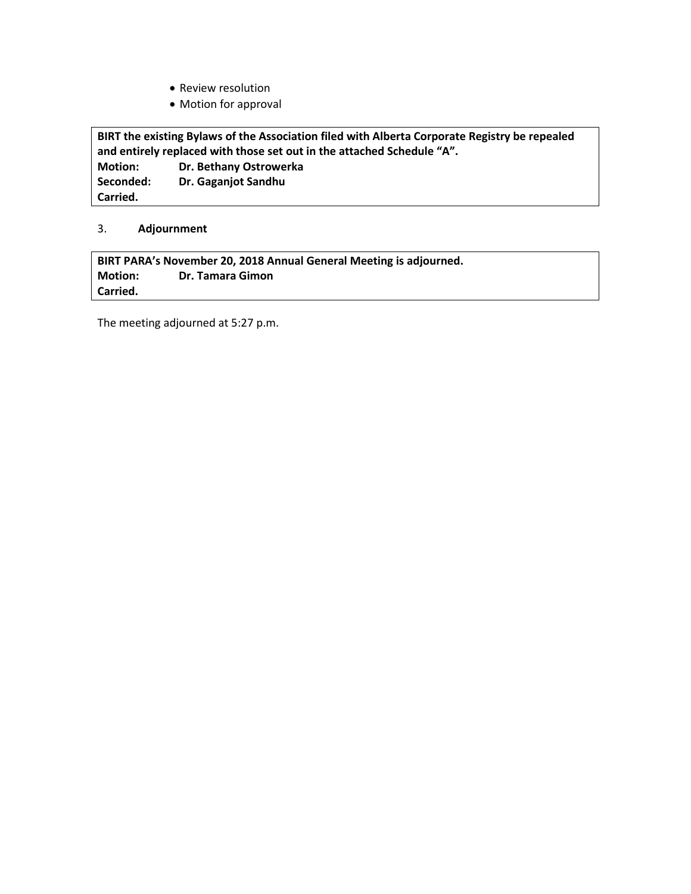- Review resolution
- Motion for approval

| |
|---|
| **BIRT the existing Bylaws of the Association filed with Alberta Corporate Registry be repealed and entirely replaced with those set out in the attached Schedule "A".**<br>**Motion:** **Dr. Bethany Ostrowerka**<br>**Seconded:** **Dr. Gaganjot Sandhu**<br>**Carried.** |

3. **Adjournment**

| |
|---|
| **BIRT PARA's November 20, 2018 Annual General Meeting is adjourned.**<br>**Motion:** **Dr. Tamara Gimon**<br>**Carried.** |

The meeting adjourned at 5:27 p.m.